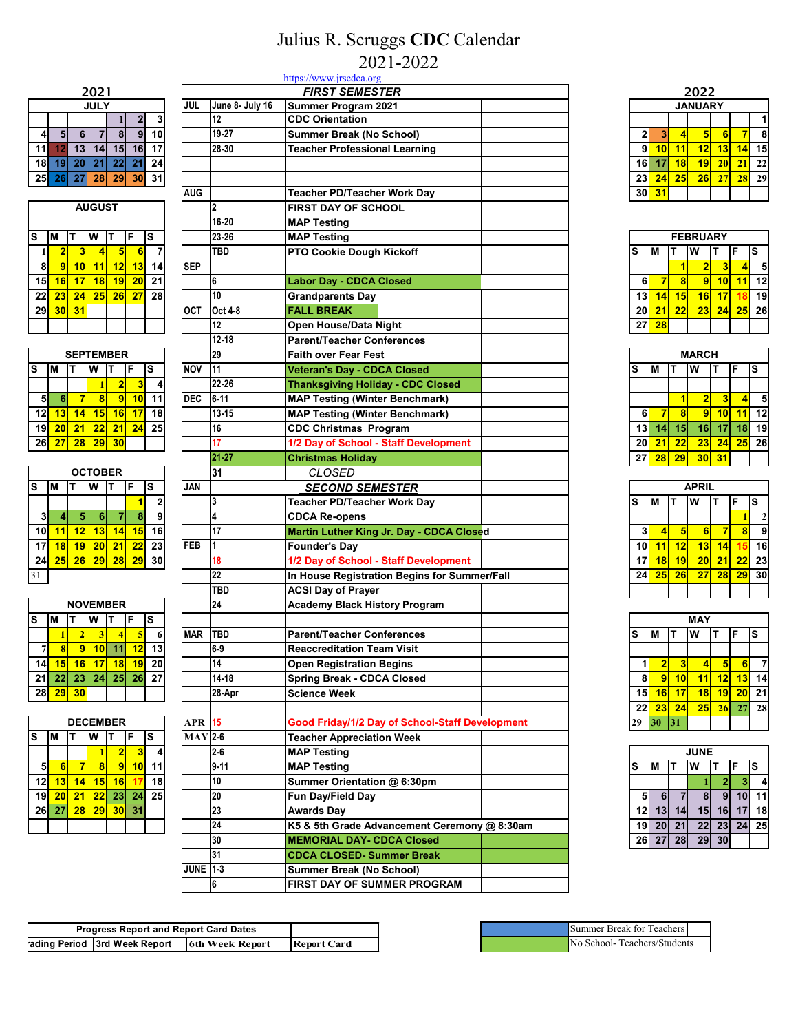# Julius R. Scruggs **CDC** Calendar

## 2021-2022

https://www.jrscdca.org

## 2021

**JULY**

| | | | | | | |
|---|---|---|---|---|---|---|
| | | | | 1 | 2 | 3 |
| 4 | 5 | 6 | 7 | 8 | 9 | 10 |
| 11 | 12 | 13 | 14 | 15 | 16 | 17 |
| 18 | 19 | 20 | 21 | 22 | 21 | 24 |
| 25 | 26 | 27 | 28 | 29 | 30 | 31 |

**AUGUST**

| S | M | T | W | T | F | S |
|---|---|---|---|---|---|---|
| 1 | 2 | 3 | 4 | 5 | 6 | 7 |
| 8 | 9 | 10 | 11 | 12 | 13 | 14 |
| 15 | 16 | 17 | 18 | 19 | 20 | 21 |
| 22 | 23 | 24 | 25 | 26 | 27 | 28 |
| 29 | 30 | 31 | | | | |

**SEPTEMBER**

| S | M | T | W | T | F | S |
|---|---|---|---|---|---|---|
| | | | 1 | 2 | 3 | 4 |
| 5 | 6 | 7 | 8 | 9 | 10 | 11 |
| 12 | 13 | 14 | 15 | 16 | 17 | 18 |
| 19 | 20 | 21 | 22 | 21 | 24 | 25 |
| 26 | 27 | 28 | 29 | 30 | | |

**OCTOBER**

| S | M | T | W | T | F | S |
|---|---|---|---|---|---|---|
| | | | | | 1 | 2 |
| 3 | 4 | 5 | 6 | 7 | 8 | 9 |
| 10 | 11 | 12 | 13 | 14 | 15 | 16 |
| 17 | 18 | 19 | 20 | 21 | 22 | 23 |
| 24 | 25 | 26 | 29 | 28 | 29 | 30 |
| 31 | | | | | | |

**NOVEMBER**

| S | M | T | W | T | F | S |
|---|---|---|---|---|---|---|
| | 1 | 2 | 3 | 4 | 5 | 6 |
| 7 | 8 | 9 | 10 | 11 | 12 | 13 |
| 14 | 15 | 16 | 17 | 18 | 19 | 20 |
| 21 | 22 | 23 | 24 | 25 | 26 | 27 |
| 28 | 29 | 30 | | | | |

**DECEMBER**

| S | M | T | W | T | F | S |
|---|---|---|---|---|---|---|
| | | | 1 | 2 | 3 | 4 |
| 5 | 6 | 7 | 8 | 9 | 10 | 11 |
| 12 | 13 | 14 | 15 | 16 | 17 | 18 |
| 19 | 20 | 21 | 22 | 23 | 24 | 25 |
| 26 | 27 | 28 | 29 | 30 | 31 | |

### *FIRST SEMESTER*

| Month | Date | Event |
|---|---|---|
| JUL | June 8- July 16 | Summer Program 2021 |
| | 12 | CDC Orientation |
| | 19-27 | Summer Break (No School) |
| | 28-30 | Teacher Professional Learning |
| AUG | | Teacher PD/Teacher Work Day |
| | 2 | FIRST DAY OF SCHOOL |
| | 16-20 | MAP Testing |
| | 23-26 | MAP Testing |
| | TBD | PTO Cookie Dough Kickoff |
| SEP | | |
| | 6 | Labor Day - CDCA Closed |
| | 10 | Grandparents Day |
| OCT | Oct 4-8 | FALL BREAK |
| | 12 | Open House/Data Night |
| | 12-18 | Parent/Teacher Conferences |
| | 29 | Faith over Fear Fest |
| NOV | 11 | Veteran's Day - CDCA Closed |
| | 22-26 | Thanksgiving Holiday - CDC Closed |
| DEC | 6-11 | MAP Testing (Winter Benchmark) |
| | 13-15 | MAP Testing (Winter Benchmark) |
| | 16 | CDC Christmas Program |
| | 17 | 1/2 Day of School - Staff Development |
| | 21-27 | Christmas Holiday |
| | 31 | *CLOSED* |

### *SECOND SEMESTER*

| Month | Date | Event |
|---|---|---|
| JAN | 3 | Teacher PD/Teacher Work Day |
| | 4 | CDCA Re-opens |
| | 17 | Martin Luther King Jr. Day - CDCA Closed |
| FEB | 1 | Founder's Day |
| | 18 | 1/2 Day of School - Staff Development |
| | 22 | In House Registration Begins for Summer/Fall |
| | TBD | ACSI Day of Prayer |
| | 24 | Academy Black History Program |
| MAR | TBD | Parent/Teacher Conferences |
| | 6-9 | Reaccreditation Team Visit |
| | 14 | Open Registration Begins |
| | 14-18 | Spring Break - CDCA Closed |
| | 28-Apr | Science Week |
| APR | 15 | Good Friday/1/2 Day of School-Staff Development |
| MAY | 2-6 | Teacher Appreciation Week |
| | 2-6 | MAP Testing |
| | 9-11 | MAP Testing |
| | 10 | Summer Orientation @ 6:30pm |
| | 20 | Fun Day/Field Day |
| | 23 | Awards Day |
| | 24 | K5 & 5th Grade Advancement Ceremony @ 8:30am |
| | 30 | MEMORIAL DAY- CDCA Closed |
| | 31 | CDCA CLOSED- Summer Break |
| JUNE | 1-3 | Summer Break (No School) |
| | 6 | FIRST DAY OF SUMMER PROGRAM |

## 2022

**JANUARY**

| | | | | | | |
|---|---|---|---|---|---|---|
| | | | | | | 1 |
| 2 | 3 | 4 | 5 | 6 | 7 | 8 |
| 9 | 10 | 11 | 12 | 13 | 14 | 15 |
| 16 | 17 | 18 | 19 | 20 | 21 | 22 |
| 23 | 24 | 25 | 26 | 27 | 28 | 29 |
| 30 | 31 | | | | | |

**FEBRUARY**

| S | M | T | W | T | F | S |
|---|---|---|---|---|---|---|
| | | 1 | 2 | 3 | 4 | 5 |
| 6 | 7 | 8 | 9 | 10 | 11 | 12 |
| 13 | 14 | 15 | 16 | 17 | 18 | 19 |
| 20 | 21 | 22 | 23 | 24 | 25 | 26 |
| 27 | 28 | | | | | |

**MARCH**

| S | M | T | W | T | F | S |
|---|---|---|---|---|---|---|
| | | 1 | 2 | 3 | 4 | 5 |
| 6 | 7 | 8 | 9 | 10 | 11 | 12 |
| 13 | 14 | 15 | 16 | 17 | 18 | 19 |
| 20 | 21 | 22 | 23 | 24 | 25 | 26 |
| 27 | 28 | 29 | 30 | 31 | | |

**APRIL**

| S | M | T | W | T | F | S |
|---|---|---|---|---|---|---|
| | | | | | 1 | 2 |
| 3 | 4 | 5 | 6 | 7 | 8 | 9 |
| 10 | 11 | 12 | 13 | 14 | 15 | 16 |
| 17 | 18 | 19 | 20 | 21 | 22 | 23 |
| 24 | 25 | 26 | 27 | 28 | 29 | 30 |

**MAY**

| S | M | T | W | T | F | S |
|---|---|---|---|---|---|---|
| 1 | 2 | 3 | 4 | 5 | 6 | 7 |
| 8 | 9 | 10 | 11 | 12 | 13 | 14 |
| 15 | 16 | 17 | 18 | 19 | 20 | 21 |
| 22 | 23 | 24 | 25 | 26 | 27 | 28 |
| 29 | 30 | 31 | | | | |

**JUNE**

| S | M | T | W | T | F | S |
|---|---|---|---|---|---|---|
| | | | 1 | 2 | 3 | 4 |
| 5 | 6 | 7 | 8 | 9 | 10 | 11 |
| 12 | 13 | 14 | 15 | 16 | 17 | 18 |
| 19 | 20 | 21 | 22 | 23 | 24 | 25 |
| 26 | 27 | 28 | 29 | 30 | | |

**Progress Report and Report Card Dates**

| rading Period | 3rd Week Report | 6th Week Report | Report Card |
|---|---|---|---|

| Legend |
|---|
| Summer Break for Teachers |
| No School- Teachers/Students |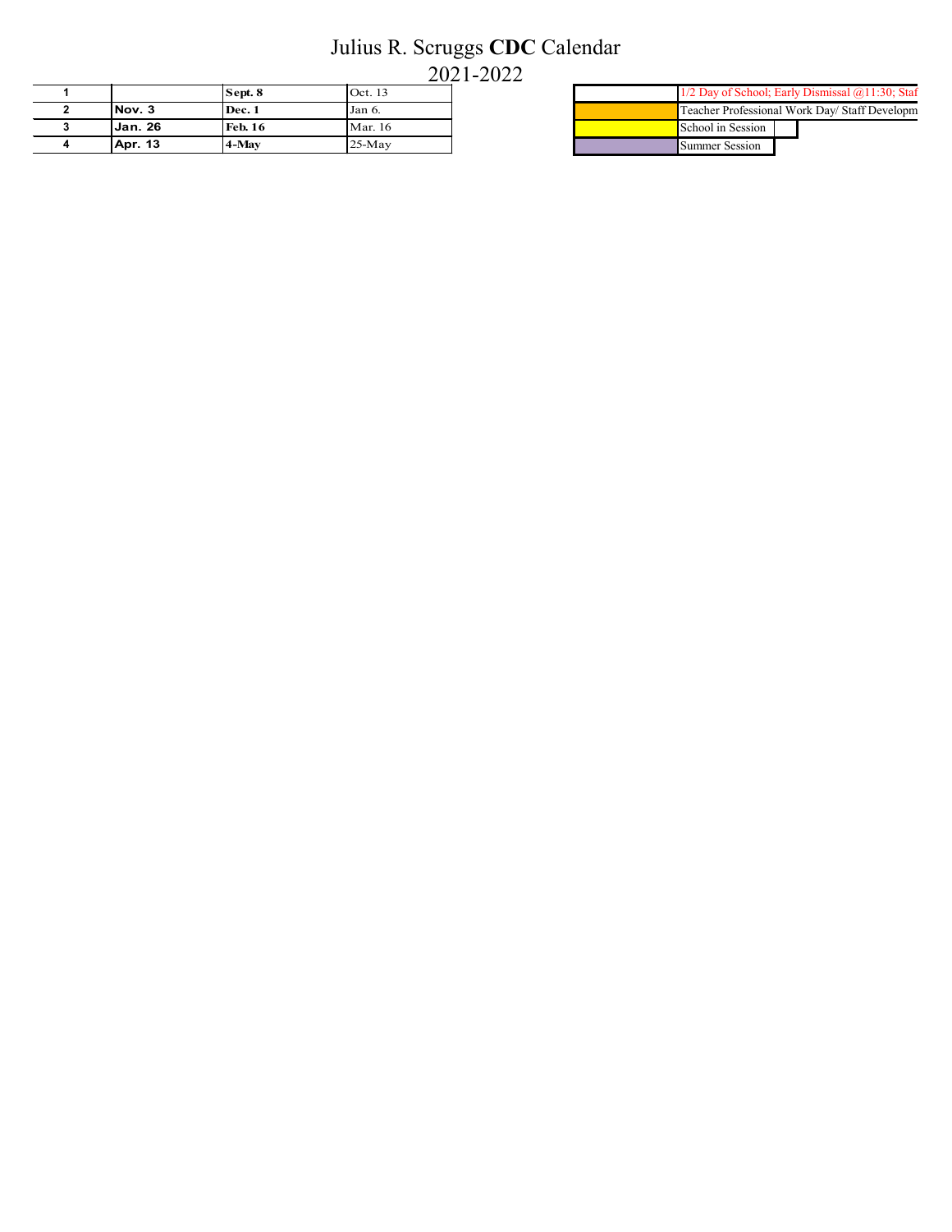# Julius R. Scruggs **CDC** Calendar

## 2021-2022

| | | | |
|---|---|---|---|
| **1** | | **Sept. 8** | Oct. 13 |
| **2** | **Nov. 3** | **Dec. 1** | Jan 6. |
| **3** | **Jan. 26** | **Feb. 16** | Mar. 16 |
| **4** | **Apr. 13** | **4-May** | 25-May |

| Color | Legend |
|---|---|
| White | 1/2 Day of School; Early Dismissal @11:30; Staf |
| Orange | Teacher Professional Work Day/ Staff Developm |
| Yellow | School in Session |
| Purple | Summer Session |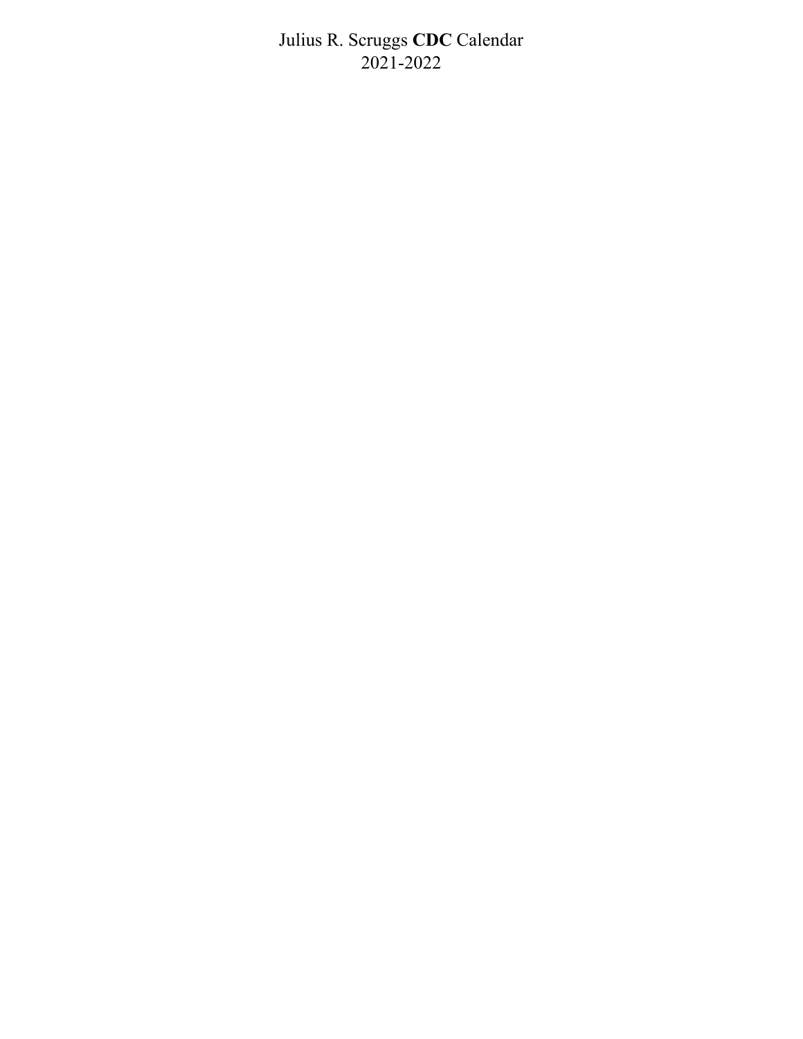Julius R. Scruggs **CDC** Calendar
2021-2022